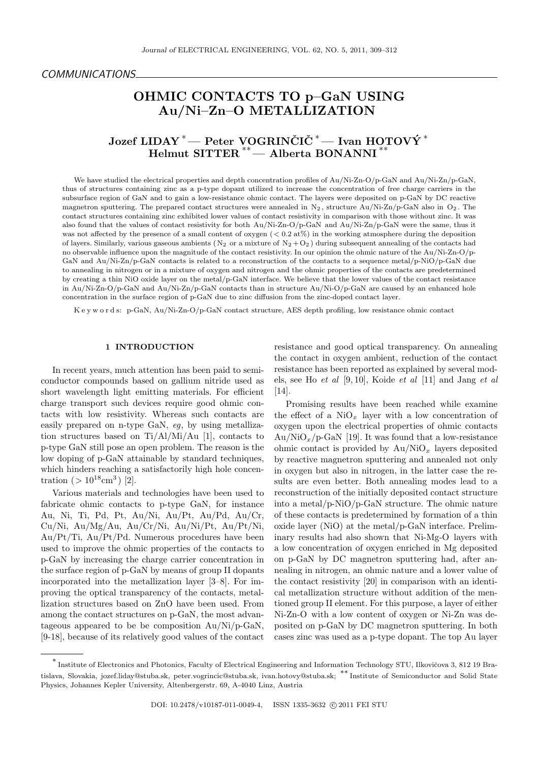COMMUNICATIONS

# OHMIC CONTACTS TO p–GaN USING Au/Ni–Zn–O METALLIZATION

**Jozef LIDAY** [*] — **Peter VOGRINČIČ** [*] — **Ivan HOTOVÝ** [*] **Helmut SITTER** [**] — **Alberta BONANNI** [**]

We have studied the electrical properties and depth concentration profiles of Au/Ni-Zn-O/p-GaN and Au/Ni-Zn/p-GaN, thus of structures containing zinc as a p-type dopant utilized to increase the concentration of free charge carriers in the subsurface region of GaN and to gain a low-resistance ohmic contact. The layers were deposited on p-GaN by DC reactive magnetron sputtering. The prepared contact structures were annealed in $N_2$, structure Au/Ni-Zn/p-GaN also in $O_2$. The contact structures containing zinc exhibited lower values of contact resistivity in comparison with those without zinc. It was also found that the values of contact resistivity for both Au/Ni-Zn-O/p-GaN and Au/Ni-Zn/p-GaN were the same, thus it was not affected by the presence of a small content of oxygen ($< 0.2$ at%) in the working atmosphere during the deposition of layers. Similarly, various gaseous ambients ($N_2$ or a mixture of $N_2 + O_2$) during subsequent annealing of the contacts had no observable influence upon the magnitude of the contact resistivity. In our opinion the ohmic nature of the Au/Ni-Zn-O/p-GaN and Au/Ni-Zn/p-GaN contacts is related to a reconstruction of the contacts to a sequence metal/p-NiO/p-GaN due to annealing in nitrogen or in a mixture of oxygen and nitrogen and the ohmic properties of the contacts are predetermined by creating a thin NiO oxide layer on the metal/p-GaN interface. We believe that the lower values of the contact resistance in Au/Ni-Zn-O/p-GaN and Au/Ni-Zn/p-GaN contacts than in structure Au/Ni-O/p-GaN are caused by an enhanced hole concentration in the surface region of p-GaN due to zinc diffusion from the zinc-doped contact layer.

K e y w o r d s: p-GaN, Au/Ni-Zn-O/p-GaN contact structure, AES depth profiling, low resistance ohmic contact

## 1 INTRODUCTION

In recent years, much attention has been paid to semiconductor compounds based on gallium nitride used as short wavelength light emitting materials. For efficient charge transport such devices require good ohmic contacts with low resistivity. Whereas such contacts are easily prepared on n-type GaN, *eg*, by using metallization structures based on Ti/Al/Mi/Au [1], contacts to p-type GaN still pose an open problem. The reason is the low doping of p-GaN attainable by standard techniques, which hinders reaching a satisfactorily high hole concentration ($> 10^{18}\text{cm}^3$) [2].

Various materials and technologies have been used to fabricate ohmic contacts to p-type GaN, for instance Au, Ni, Ti, Pd, Pt, Au/Ni, Au/Pt, Au/Pd, Au/Cr, Cu/Ni, Au/Mg/Au, Au/Cr/Ni, Au/Ni/Pt, Au/Pt/Ni, Au/Pt/Ti, Au/Pt/Pd. Numerous procedures have been used to improve the ohmic properties of the contacts to p-GaN by increasing the charge carrier concentration in the surface region of p-GaN by means of group II dopants incorporated into the metallization layer [3–8]. For improving the optical transparency of the contacts, metallization structures based on ZnO have been used. From among the contact structures on p-GaN, the most advantageous appeared to be be composition Au/Ni/p-GaN, [9-18], because of its relatively good values of the contact resistance and good optical transparency. On annealing the contact in oxygen ambient, reduction of the contact resistance has been reported as explained by several models, see Ho *et al* [9, 10], Koide *et al* [11] and Jang *et al* [14].

Promising results have been reached while examine the effect of a $NiO_x$ layer with a low concentration of oxygen upon the electrical properties of ohmic contacts $Au/NiO_x$/p-GaN [19]. It was found that a low-resistance ohmic contact is provided by $Au/NiO_x$ layers deposited by reactive magnetron sputtering and annealed not only in oxygen but also in nitrogen, in the latter case the results are even better. Both annealing modes lead to a reconstruction of the initially deposited contact structure into a metal/p-NiO/p-GaN structure. The ohmic nature of these contacts is predetermined by formation of a thin oxide layer (NiO) at the metal/p-GaN interface. Preliminary results had also shown that Ni-Mg-O layers with a low concentration of oxygen enriched in Mg deposited on p-GaN by DC magnetron sputtering had, after annealing in nitrogen, an ohmic nature and a lower value of the contact resistivity [20] in comparison with an identical metallization structure without addition of the mentioned group II element. For this purpose, a layer of either Ni-Zn-O with a low content of oxygen or Ni-Zn was deposited on p-GaN by DC magnetron sputtering. In both cases zinc was used as a p-type dopant. The top Au layer

[*] Institute of Electronics and Photonics, Faculty of Electrical Engineering and Information Technology STU, Ilkovičova 3, 812 19 Bratislava, Slovakia, jozef.liday@stuba.sk, peter.vogrincic@stuba.sk, ivan.hotovy@stuba.sk; [**] Institute of Semiconductor and Solid State Physics, Johannes Kepler University, Altenbergerstr. 69, A-4040 Linz, Austria

DOI: 10.2478/v10187-011-0049-4, ISSN 1335-3632 © 2011 FEI STU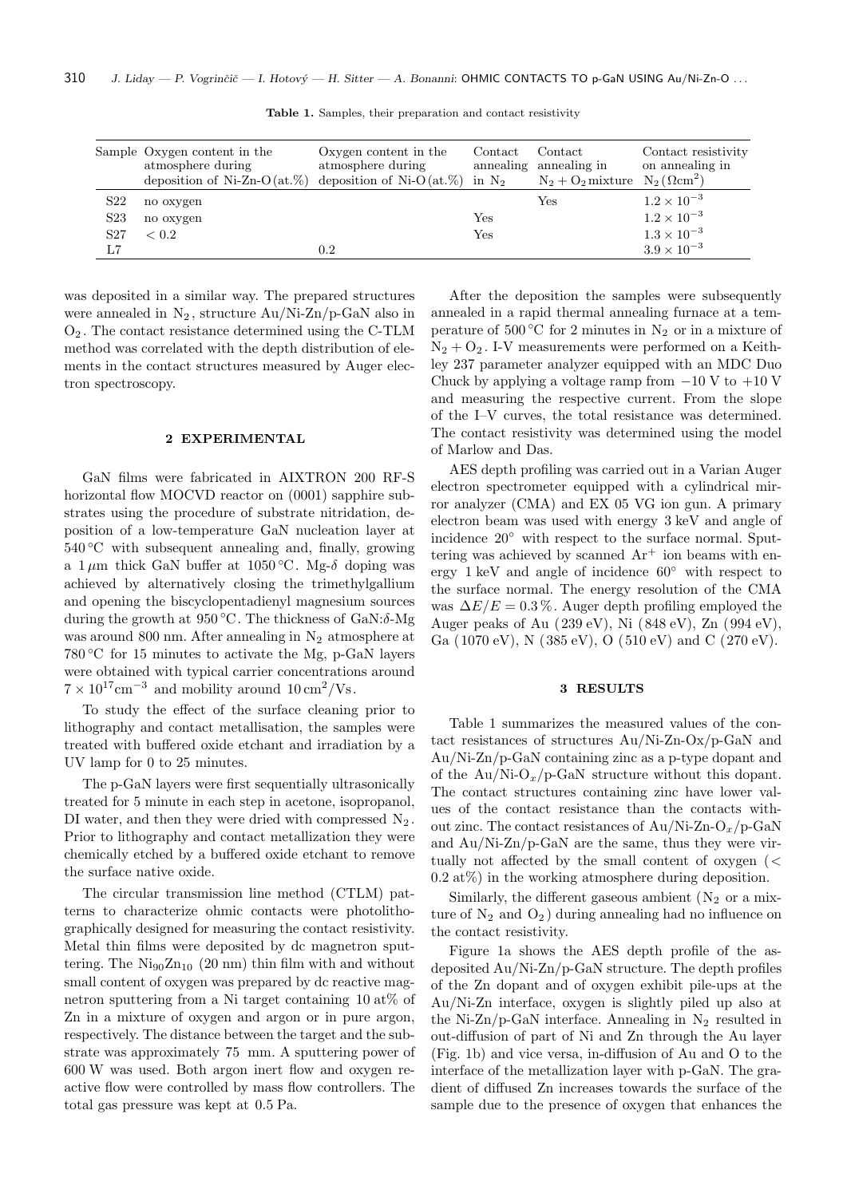**Table 1.** Samples, their preparation and contact resistivity

| Sample | Oxygen content in the atmosphere during deposition of Ni-Zn-O (at.%) | Oxygen content in the atmosphere during deposition of Ni-O (at.%) | Contact annealing in $N_2$ | Contact annealing in $N_2 + O_2$ mixture | Contact resistivity on annealing in $N_2$ ($\Omega$cm$^2$) |
|---|---|---|---|---|---|
| S22 | no oxygen | | | Yes | $1.2 \times 10^{-3}$ |
| S23 | no oxygen | | Yes | | $1.2 \times 10^{-3}$ |
| S27 | $< 0.2$ | | Yes | | $1.3 \times 10^{-3}$ |
| L7 | | 0.2 | | | $3.9 \times 10^{-3}$ |

was deposited in a similar way. The prepared structures were annealed in $N_2$, structure Au/Ni-Zn/p-GaN also in $O_2$. The contact resistance determined using the C-TLM method was correlated with the depth distribution of elements in the contact structures measured by Auger electron spectroscopy.

## 2 EXPERIMENTAL

GaN films were fabricated in AIXTRON 200 RF-S horizontal flow MOCVD reactor on (0001) sapphire substrates using the procedure of substrate nitridation, deposition of a low-temperature GaN nucleation layer at 540 °C with subsequent annealing and, finally, growing a 1 $\mu$m thick GaN buffer at 1050 °C. Mg-$\delta$ doping was achieved by alternatively closing the trimethylgallium and opening the biscyclopentadienyl magnesium sources during the growth at 950 °C. The thickness of GaN:$\delta$-Mg was around 800 nm. After annealing in $N_2$ atmosphere at 780 °C for 15 minutes to activate the Mg, p-GaN layers were obtained with typical carrier concentrations around $7 \times 10^{17}$cm$^{-3}$ and mobility around $10\,$cm$^2$/Vs.

To study the effect of the surface cleaning prior to lithography and contact metallisation, the samples were treated with buffered oxide etchant and irradiation by a UV lamp for 0 to 25 minutes.

The p-GaN layers were first sequentially ultrasonically treated for 5 minute in each step in acetone, isopropanol, DI water, and then they were dried with compressed $N_2$. Prior to lithography and contact metallization they were chemically etched by a buffered oxide etchant to remove the surface native oxide.

The circular transmission line method (CTLM) patterns to characterize ohmic contacts were photolithographically designed for measuring the contact resistivity. Metal thin films were deposited by dc magnetron sputtering. The $Ni_{90}Zn_{10}$ (20 nm) thin film with and without small content of oxygen was prepared by dc reactive magnetron sputtering from a Ni target containing 10 at% of Zn in a mixture of oxygen and argon or in pure argon, respectively. The distance between the target and the substrate was approximately 75 mm. A sputtering power of 600 W was used. Both argon inert flow and oxygen reactive flow were controlled by mass flow controllers. The total gas pressure was kept at 0.5 Pa.

After the deposition the samples were subsequently annealed in a rapid thermal annealing furnace at a temperature of 500 °C for 2 minutes in $N_2$ or in a mixture of $N_2 + O_2$. I-V measurements were performed on a Keithley 237 parameter analyzer equipped with an MDC Duo Chuck by applying a voltage ramp from −10 V to +10 V and measuring the respective current. From the slope of the I–V curves, the total resistance was determined. The contact resistivity was determined using the model of Marlow and Das.

AES depth profiling was carried out in a Varian Auger electron spectrometer equipped with a cylindrical mirror analyzer (CMA) and EX 05 VG ion gun. A primary electron beam was used with energy 3 keV and angle of incidence 20° with respect to the surface normal. Sputtering was achieved by scanned $Ar^+$ ion beams with energy 1 keV and angle of incidence 60° with respect to the surface normal. The energy resolution of the CMA was $\Delta E/E = 0.3\,\%$. Auger depth profiling employed the Auger peaks of Au (239 eV), Ni (848 eV), Zn (994 eV), Ga (1070 eV), N (385 eV), O (510 eV) and C (270 eV).

## 3 RESULTS

Table 1 summarizes the measured values of the contact resistances of structures Au/Ni-Zn-Ox/p-GaN and Au/Ni-Zn/p-GaN containing zinc as a p-type dopant and of the Au/Ni-$O_x$/p-GaN structure without this dopant. The contact structures containing zinc have lower values of the contact resistance than the contacts without zinc. The contact resistances of Au/Ni-Zn-$O_x$/p-GaN and Au/Ni-Zn/p-GaN are the same, thus they were virtually not affected by the small content of oxygen ($<$ 0.2 at%) in the working atmosphere during deposition.

Similarly, the different gaseous ambient ($N_2$ or a mixture of $N_2$ and $O_2$) during annealing had no influence on the contact resistivity.

Figure 1a shows the AES depth profile of the as-deposited Au/Ni-Zn/p-GaN structure. The depth profiles of the Zn dopant and of oxygen exhibit pile-ups at the Au/Ni-Zn interface, oxygen is slightly piled up also at the Ni-Zn/p-GaN interface. Annealing in $N_2$ resulted in out-diffusion of part of Ni and Zn through the Au layer (Fig. 1b) and vice versa, in-diffusion of Au and O to the interface of the metallization layer with p-GaN. The gradient of diffused Zn increases towards the surface of the sample due to the presence of oxygen that enhances the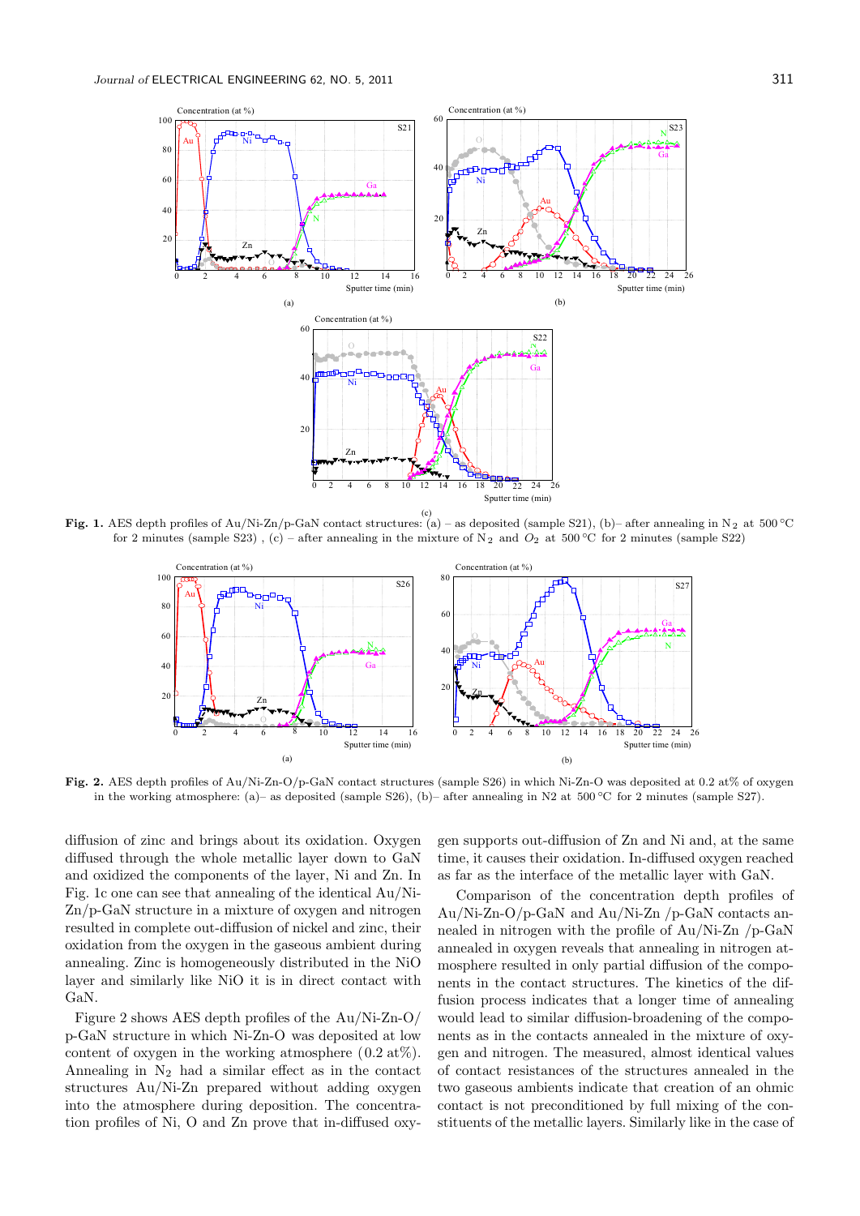**Fig. 1.** AES depth profiles of Au/Ni-Zn/p-GaN contact structures: (a) – as deposited (sample S21), (b)– after annealing in $N_2$ at 500 °C for 2 minutes (sample S23) , (c) – after annealing in the mixture of $N_2$ and $O_2$ at 500 °C for 2 minutes (sample S22)

**Fig. 2.** AES depth profiles of Au/Ni-Zn-O/p-GaN contact structures (sample S26) in which Ni-Zn-O was deposited at 0.2 at% of oxygen in the working atmosphere: (a)– as deposited (sample S26), (b)– after annealing in N2 at 500 °C for 2 minutes (sample S27).

diffusion of zinc and brings about its oxidation. Oxygen diffused through the whole metallic layer down to GaN and oxidized the components of the layer, Ni and Zn. In Fig. 1c one can see that annealing of the identical Au/Ni-Zn/p-GaN structure in a mixture of oxygen and nitrogen resulted in complete out-diffusion of nickel and zinc, their oxidation from the oxygen in the gaseous ambient during annealing. Zinc is homogeneously distributed in the NiO layer and similarly like NiO it is in direct contact with GaN.

Figure 2 shows AES depth profiles of the Au/Ni-Zn-O/p-GaN structure in which Ni-Zn-O was deposited at low content of oxygen in the working atmosphere (0.2 at%). Annealing in $N_2$ had a similar effect as in the contact structures Au/Ni-Zn prepared without adding oxygen into the atmosphere during deposition. The concentration profiles of Ni, O and Zn prove that in-diffused oxygen supports out-diffusion of Zn and Ni and, at the same time, it causes their oxidation. In-diffused oxygen reached as far as the interface of the metallic layer with GaN.

Comparison of the concentration depth profiles of Au/Ni-Zn-O/p-GaN and Au/Ni-Zn /p-GaN contacts annealed in nitrogen with the profile of Au/Ni-Zn /p-GaN annealed in oxygen reveals that annealing in nitrogen atmosphere resulted in only partial diffusion of the components in the contact structures. The kinetics of the diffusion process indicates that a longer time of annealing would lead to similar diffusion-broadening of the components as in the contacts annealed in the mixture of oxygen and nitrogen. The measured, almost identical values of contact resistances of the structures annealed in the two gaseous ambients indicate that creation of an ohmic contact is not preconditioned by full mixing of the constituents of the metallic layers. Similarly like in the case of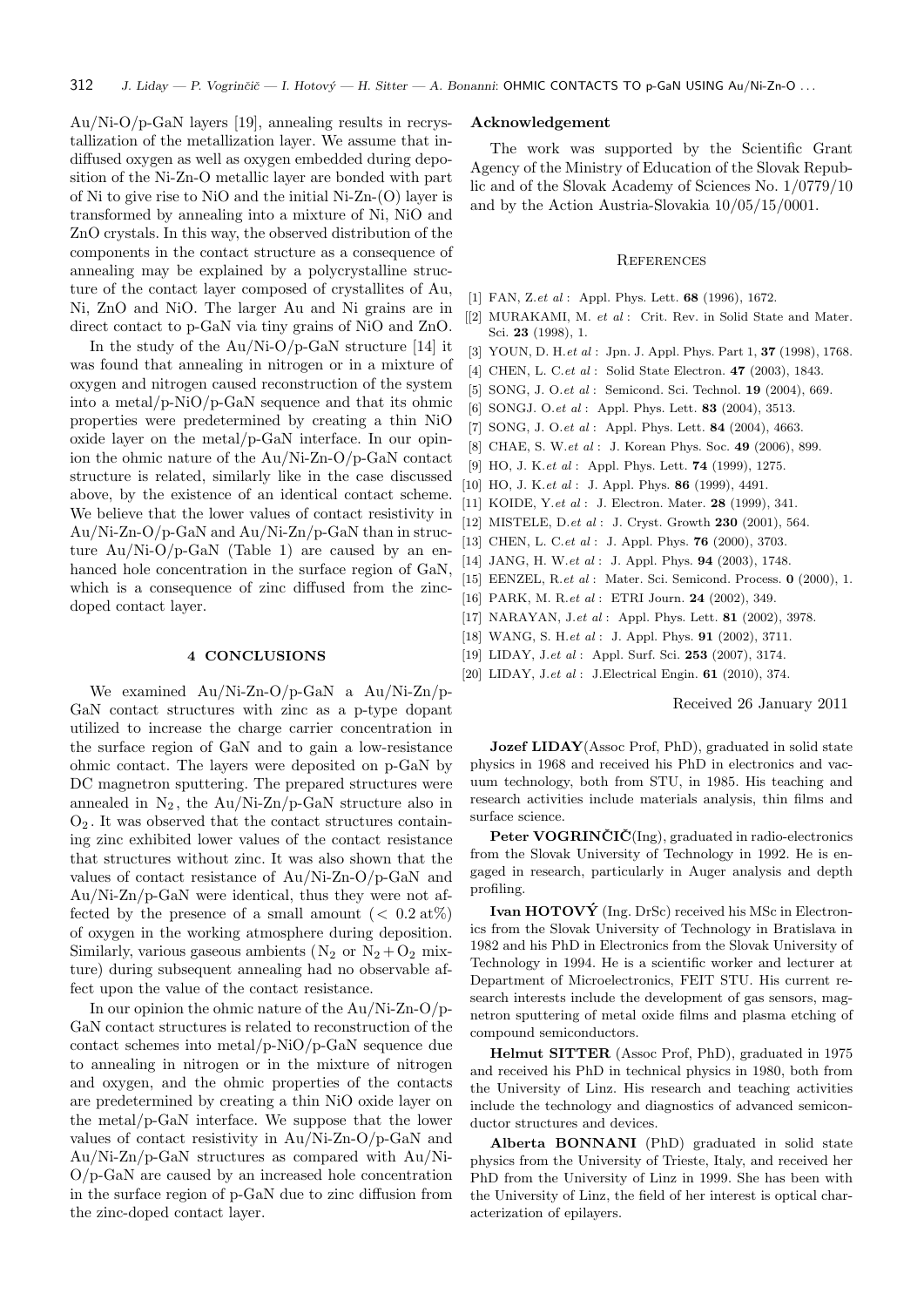Au/Ni-O/p-GaN layers [19], annealing results in recrystallization of the metallization layer. We assume that indiffused oxygen as well as oxygen embedded during deposition of the Ni-Zn-O metallic layer are bonded with part of Ni to give rise to NiO and the initial Ni-Zn-(O) layer is transformed by annealing into a mixture of Ni, NiO and ZnO crystals. In this way, the observed distribution of the components in the contact structure as a consequence of annealing may be explained by a polycrystalline structure of the contact layer composed of crystallites of Au, Ni, ZnO and NiO. The larger Au and Ni grains are in direct contact to p-GaN via tiny grains of NiO and ZnO.

In the study of the Au/Ni-O/p-GaN structure [14] it was found that annealing in nitrogen or in a mixture of oxygen and nitrogen caused reconstruction of the system into a metal/p-NiO/p-GaN sequence and that its ohmic properties were predetermined by creating a thin NiO oxide layer on the metal/p-GaN interface. In our opinion the ohmic nature of the Au/Ni-Zn-O/p-GaN contact structure is related, similarly like in the case discussed above, by the existence of an identical contact scheme. We believe that the lower values of contact resistivity in Au/Ni-Zn-O/p-GaN and Au/Ni-Zn/p-GaN than in structure Au/Ni-O/p-GaN (Table 1) are caused by an enhanced hole concentration in the surface region of GaN, which is a consequence of zinc diffused from the zinc-doped contact layer.

## 4 CONCLUSIONS

We examined Au/Ni-Zn-O/p-GaN a Au/Ni-Zn/p-GaN contact structures with zinc as a p-type dopant utilized to increase the charge carrier concentration in the surface region of GaN and to gain a low-resistance ohmic contact. The layers were deposited on p-GaN by DC magnetron sputtering. The prepared structures were annealed in $N_2$, the Au/Ni-Zn/p-GaN structure also in $O_2$. It was observed that the contact structures containing zinc exhibited lower values of the contact resistance that structures without zinc. It was also shown that the values of contact resistance of Au/Ni-Zn-O/p-GaN and Au/Ni-Zn/p-GaN were identical, thus they were not affected by the presence of a small amount ($< 0.2$ at%) of oxygen in the working atmosphere during deposition. Similarly, various gaseous ambients ($N_2$ or $N_2 + O_2$ mixture) during subsequent annealing had no observable affect upon the value of the contact resistance.

In our opinion the ohmic nature of the Au/Ni-Zn-O/p-GaN contact structures is related to reconstruction of the contact schemes into metal/p-NiO/p-GaN sequence due to annealing in nitrogen or in the mixture of nitrogen and oxygen, and the ohmic properties of the contacts are predetermined by creating a thin NiO oxide layer on the metal/p-GaN interface. We suppose that the lower values of contact resistivity in Au/Ni-Zn-O/p-GaN and Au/Ni-Zn/p-GaN structures as compared with Au/Ni-O/p-GaN are caused by an increased hole concentration in the surface region of p-GaN due to zinc diffusion from the zinc-doped contact layer.

### Acknowledgement

The work was supported by the Scientific Grant Agency of the Ministry of Education of the Slovak Republic and of the Slovak Academy of Sciences No. 1/0779/10 and by the Action Austria-Slovakia 10/05/15/0001.

## References

[1] FAN, Z. *et al*: Appl. Phys. Lett. **68** (1996), 1672.

[[2] MURAKAMI, M. *et al*: Crit. Rev. in Solid State and Mater. Sci. **23** (1998), 1.

[3] YOUN, D. H. *et al*: Jpn. J. Appl. Phys. Part 1, **37** (1998), 1768.

[4] CHEN, L. C. *et al*: Solid State Electron. **47** (2003), 1843.

[5] SONG, J. O. *et al*: Semicond. Sci. Technol. **19** (2004), 669.

[6] SONGJ. O. *et al*: Appl. Phys. Lett. **83** (2004), 3513.

[7] SONG, J. O. *et al*: Appl. Phys. Lett. **84** (2004), 4663.

[8] CHAE, S. W. *et al*: J. Korean Phys. Soc. **49** (2006), 899.

[9] HO, J. K. *et al*: Appl. Phys. Lett. **74** (1999), 1275.

[10] HO, J. K. *et al*: J. Appl. Phys. **86** (1999), 4491.

[11] KOIDE, Y. *et al*: J. Electron. Mater. **28** (1999), 341.

[12] MISTELE, D. *et al*: J. Cryst. Growth **230** (2001), 564.

[13] CHEN, L. C. *et al*: J. Appl. Phys. **76** (2000), 3703.

[14] JANG, H. W. *et al*: J. Appl. Phys. **94** (2003), 1748.

[15] EENZEL, R. *et al*: Mater. Sci. Semicond. Process. **0** (2000), 1.

[16] PARK, M. R. *et al*: ETRI Journ. **24** (2002), 349.

[17] NARAYAN, J. *et al*: Appl. Phys. Lett. **81** (2002), 3978.

[18] WANG, S. H. *et al*: J. Appl. Phys. **91** (2002), 3711.

[19] LIDAY, J. *et al*: Appl. Surf. Sci. **253** (2007), 3174.

[20] LIDAY, J. *et al*: J.Electrical Engin. **61** (2010), 374.

Received 26 January 2011

**Jozef LIDAY**(Assoc Prof, PhD), graduated in solid state physics in 1968 and received his PhD in electronics and vacuum technology, both from STU, in 1985. His teaching and research activities include materials analysis, thin films and surface science.

**Peter VOGRINČIČ**(Ing), graduated in radio-electronics from the Slovak University of Technology in 1992. He is engaged in research, particularly in Auger analysis and depth profiling.

**Ivan HOTOVÝ** (Ing. DrSc) received his MSc in Electronics from the Slovak University of Technology in Bratislava in 1982 and his PhD in Electronics from the Slovak University of Technology in 1994. He is a scientific worker and lecturer at Department of Microelectronics, FEIT STU. His current research interests include the development of gas sensors, magnetron sputtering of metal oxide films and plasma etching of compound semiconductors.

**Helmut SITTER** (Assoc Prof, PhD), graduated in 1975 and received his PhD in technical physics in 1980, both from the University of Linz. His research and teaching activities include the technology and diagnostics of advanced semiconductor structures and devices.

**Alberta BONNANI** (PhD) graduated in solid state physics from the University of Trieste, Italy, and received her PhD from the University of Linz in 1999. She has been with the University of Linz, the field of her interest is optical characterization of epilayers.